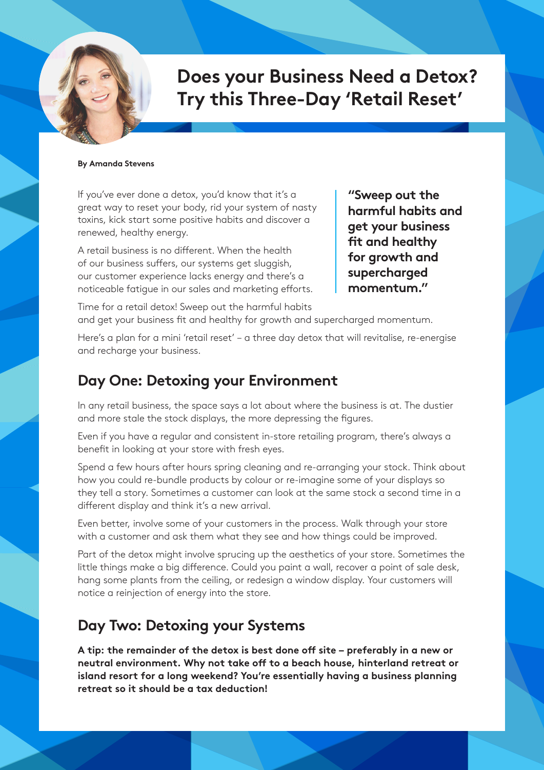# Does your Business Need a Detox? Try this Three-Day 'Retail Reset'

**By Amanda Stevens**

If you've ever done a detox, you'd know that it's a great way to reset your body, rid your system of nasty toxins, kick start some positive habits and discover a renewed, healthy energy.

A retail business is no different. When the health of our business suffers, our systems get sluggish, our customer experience lacks energy and there's a noticeable fatigue in our sales and marketing efforts.

> **"Sweep out the harmful habits and get your business fit and healthy for growth and supercharged momentum."**

Time for a retail detox! Sweep out the harmful habits and get your business fit and healthy for growth and supercharged momentum.

Here's a plan for a mini 'retail reset' – a three day detox that will revitalise, re-energise and recharge your business.

## Day One: Detoxing your Environment

In any retail business, the space says a lot about where the business is at. The dustier and more stale the stock displays, the more depressing the figures.

Even if you have a regular and consistent in-store retailing program, there's always a benefit in looking at your store with fresh eyes.

Spend a few hours after hours spring cleaning and re-arranging your stock. Think about how you could re-bundle products by colour or re-imagine some of your displays so they tell a story. Sometimes a customer can look at the same stock a second time in a different display and think it's a new arrival.

Even better, involve some of your customers in the process. Walk through your store with a customer and ask them what they see and how things could be improved.

Part of the detox might involve sprucing up the aesthetics of your store. Sometimes the little things make a big difference. Could you paint a wall, recover a point of sale desk, hang some plants from the ceiling, or redesign a window display. Your customers will notice a reinjection of energy into the store.

## Day Two: Detoxing your Systems

**A tip: the remainder of the detox is best done off site – preferably in a new or neutral environment. Why not take off to a beach house, hinterland retreat or island resort for a long weekend? You're essentially having a business planning retreat so it should be a tax deduction!**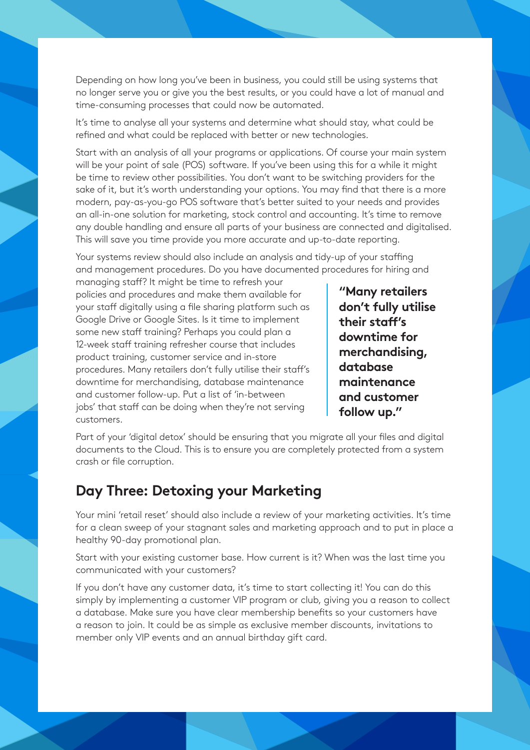Depending on how long you've been in business, you could still be using systems that no longer serve you or give you the best results, or you could have a lot of manual and time-consuming processes that could now be automated.

It's time to analyse all your systems and determine what should stay, what could be refined and what could be replaced with better or new technologies.

Start with an analysis of all your programs or applications. Of course your main system will be your point of sale (POS) software. If you've been using this for a while it might be time to review other possibilities. You don't want to be switching providers for the sake of it, but it's worth understanding your options. You may find that there is a more modern, pay-as-you-go POS software that's better suited to your needs and provides an all-in-one solution for marketing, stock control and accounting. It's time to remove any double handling and ensure all parts of your business are connected and digitalised. This will save you time provide you more accurate and up-to-date reporting.

Your systems review should also include an analysis and tidy-up of your staffing and management procedures. Do you have documented procedures for hiring and managing staff? It might be time to refresh your policies and procedures and make them available for your staff digitally using a file sharing platform such as Google Drive or Google Sites. Is it time to implement some new staff training? Perhaps you could plan a 12-week staff training refresher course that includes product training, customer service and in-store procedures. Many retailers don't fully utilise their staff's downtime for merchandising, database maintenance and customer follow-up. Put a list of 'in-between jobs' that staff can be doing when they're not serving customers.

> **"Many retailers don't fully utilise their staff's downtime for merchandising, database maintenance and customer follow up."**

Part of your 'digital detox' should be ensuring that you migrate all your files and digital documents to the Cloud. This is to ensure you are completely protected from a system crash or file corruption.

## Day Three: Detoxing your Marketing

Your mini 'retail reset' should also include a review of your marketing activities. It's time for a clean sweep of your stagnant sales and marketing approach and to put in place a healthy 90-day promotional plan.

Start with your existing customer base. How current is it? When was the last time you communicated with your customers?

If you don't have any customer data, it's time to start collecting it! You can do this simply by implementing a customer VIP program or club, giving you a reason to collect a database. Make sure you have clear membership benefits so your customers have a reason to join. It could be as simple as exclusive member discounts, invitations to member only VIP events and an annual birthday gift card.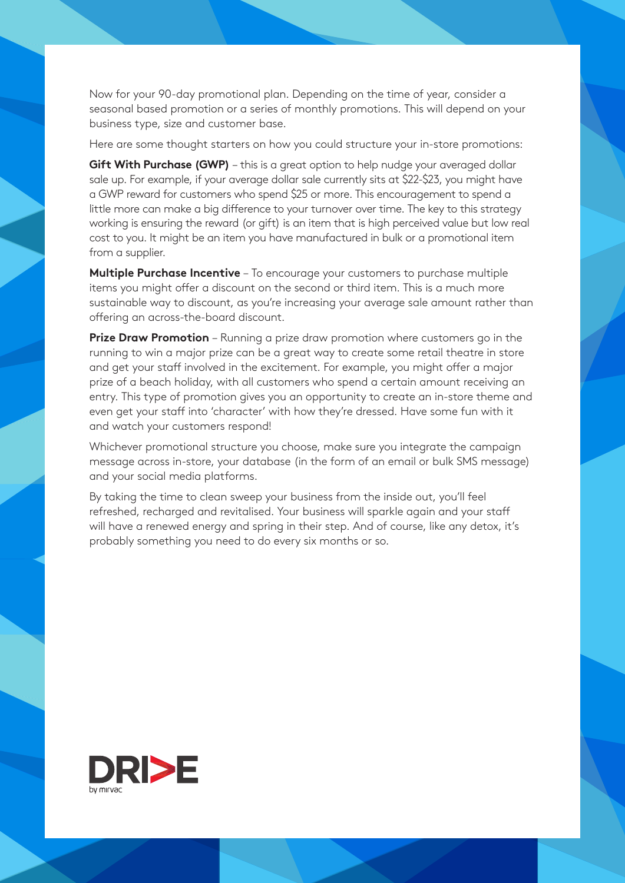Now for your 90-day promotional plan. Depending on the time of year, consider a seasonal based promotion or a series of monthly promotions. This will depend on your business type, size and customer base.

Here are some thought starters on how you could structure your in-store promotions:

**Gift With Purchase (GWP)** – this is a great option to help nudge your averaged dollar sale up. For example, if your average dollar sale currently sits at $22-$23, you might have a GWP reward for customers who spend $25 or more. This encouragement to spend a little more can make a big difference to your turnover over time. The key to this strategy working is ensuring the reward (or gift) is an item that is high perceived value but low real cost to you. It might be an item you have manufactured in bulk or a promotional item from a supplier.

**Multiple Purchase Incentive** – To encourage your customers to purchase multiple items you might offer a discount on the second or third item. This is a much more sustainable way to discount, as you're increasing your average sale amount rather than offering an across-the-board discount.

**Prize Draw Promotion** – Running a prize draw promotion where customers go in the running to win a major prize can be a great way to create some retail theatre in store and get your staff involved in the excitement. For example, you might offer a major prize of a beach holiday, with all customers who spend a certain amount receiving an entry. This type of promotion gives you an opportunity to create an in-store theme and even get your staff into 'character' with how they're dressed. Have some fun with it and watch your customers respond!

Whichever promotional structure you choose, make sure you integrate the campaign message across in-store, your database (in the form of an email or bulk SMS message) and your social media platforms.

By taking the time to clean sweep your business from the inside out, you'll feel refreshed, recharged and revitalised. Your business will sparkle again and your staff will have a renewed energy and spring in their step. And of course, like any detox, it's probably something you need to do every six months or so.

DRIVE
by mirvac